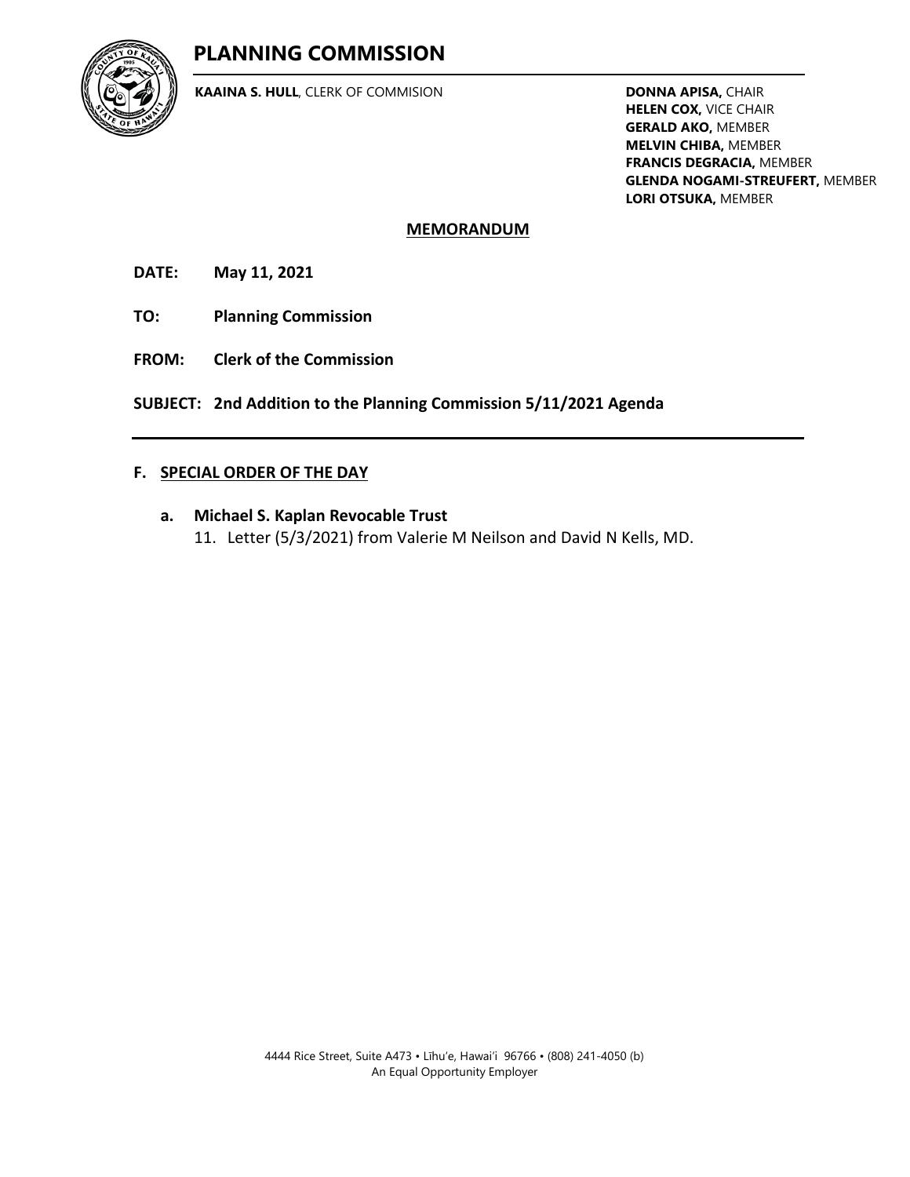# PLANNING COMMISSION

**KAAINA S. HULL**, CLERK OF COMMISION

**DONNA APISA,** CHAIR
**HELEN COX,** VICE CHAIR
**GERALD AKO,** MEMBER
**MELVIN CHIBA,** MEMBER
**FRANCIS DEGRACIA,** MEMBER
**GLENDA NOGAMI-STREUFERT,** MEMBER
**LORI OTSUKA,** MEMBER

## MEMORANDUM

**DATE:** **May 11, 2021**

**TO:** **Planning Commission**

**FROM:** **Clerk of the Commission**

**SUBJECT: 2nd Addition to the Planning Commission 5/11/2021 Agenda**

---

**F. SPECIAL ORDER OF THE DAY**

**a. Michael S. Kaplan Revocable Trust**

11. Letter (5/3/2021) from Valerie M Neilson and David N Kells, MD.

4444 Rice Street, Suite A473 • Līhu'e, Hawai'i 96766 • (808) 241-4050 (b)
An Equal Opportunity Employer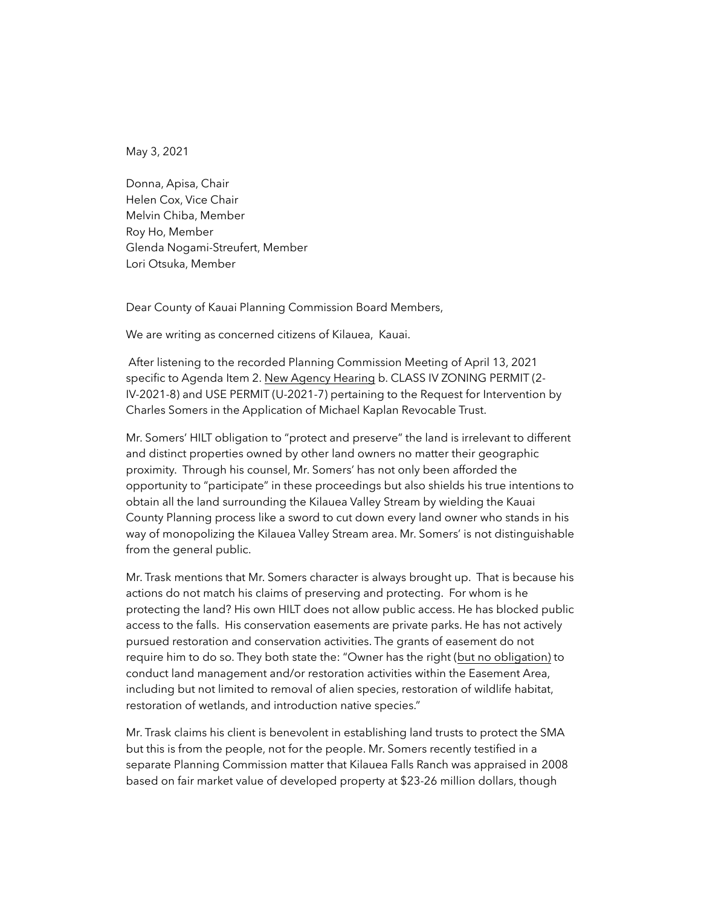May 3, 2021

Donna, Apisa, Chair
Helen Cox, Vice Chair
Melvin Chiba, Member
Roy Ho, Member
Glenda Nogami-Streufert, Member
Lori Otsuka, Member

Dear County of Kauai Planning Commission Board Members,

We are writing as concerned citizens of Kilauea, Kauai.

After listening to the recorded Planning Commission Meeting of April 13, 2021 specific to Agenda Item 2. New Agency Hearing b. CLASS IV ZONING PERMIT (2-IV-2021-8) and USE PERMIT (U-2021-7) pertaining to the Request for Intervention by Charles Somers in the Application of Michael Kaplan Revocable Trust.

Mr. Somers' HILT obligation to "protect and preserve" the land is irrelevant to different and distinct properties owned by other land owners no matter their geographic proximity. Through his counsel, Mr. Somers' has not only been afforded the opportunity to "participate" in these proceedings but also shields his true intentions to obtain all the land surrounding the Kilauea Valley Stream by wielding the Kauai County Planning process like a sword to cut down every land owner who stands in his way of monopolizing the Kilauea Valley Stream area. Mr. Somers' is not distinguishable from the general public.

Mr. Trask mentions that Mr. Somers character is always brought up. That is because his actions do not match his claims of preserving and protecting. For whom is he protecting the land? His own HILT does not allow public access. He has blocked public access to the falls. His conservation easements are private parks. He has not actively pursued restoration and conservation activities. The grants of easement do not require him to do so. They both state the: "Owner has the right (but no obligation) to conduct land management and/or restoration activities within the Easement Area, including but not limited to removal of alien species, restoration of wildlife habitat, restoration of wetlands, and introduction native species."

Mr. Trask claims his client is benevolent in establishing land trusts to protect the SMA but this is from the people, not for the people. Mr. Somers recently testified in a separate Planning Commission matter that Kilauea Falls Ranch was appraised in 2008 based on fair market value of developed property at $23-26 million dollars, though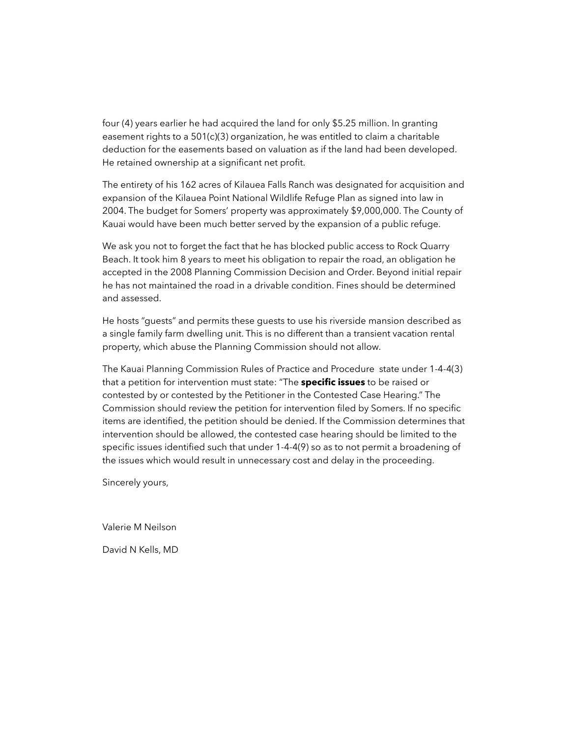four (4) years earlier he had acquired the land for only $5.25 million. In granting easement rights to a 501(c)(3) organization, he was entitled to claim a charitable deduction for the easements based on valuation as if the land had been developed. He retained ownership at a significant net profit.

The entirety of his 162 acres of Kilauea Falls Ranch was designated for acquisition and expansion of the Kilauea Point National Wildlife Refuge Plan as signed into law in 2004. The budget for Somers' property was approximately $9,000,000. The County of Kauai would have been much better served by the expansion of a public refuge.

We ask you not to forget the fact that he has blocked public access to Rock Quarry Beach. It took him 8 years to meet his obligation to repair the road, an obligation he accepted in the 2008 Planning Commission Decision and Order. Beyond initial repair he has not maintained the road in a drivable condition. Fines should be determined and assessed.

He hosts "guests" and permits these guests to use his riverside mansion described as a single family farm dwelling unit. This is no different than a transient vacation rental property, which abuse the Planning Commission should not allow.

The Kauai Planning Commission Rules of Practice and Procedure state under 1-4-4(3) that a petition for intervention must state: "The **specific issues** to be raised or contested by or contested by the Petitioner in the Contested Case Hearing." The Commission should review the petition for intervention filed by Somers. If no specific items are identified, the petition should be denied. If the Commission determines that intervention should be allowed, the contested case hearing should be limited to the specific issues identified such that under 1-4-4(9) so as to not permit a broadening of the issues which would result in unnecessary cost and delay in the proceeding.

Sincerely yours,

Valerie M Neilson

David N Kells, MD